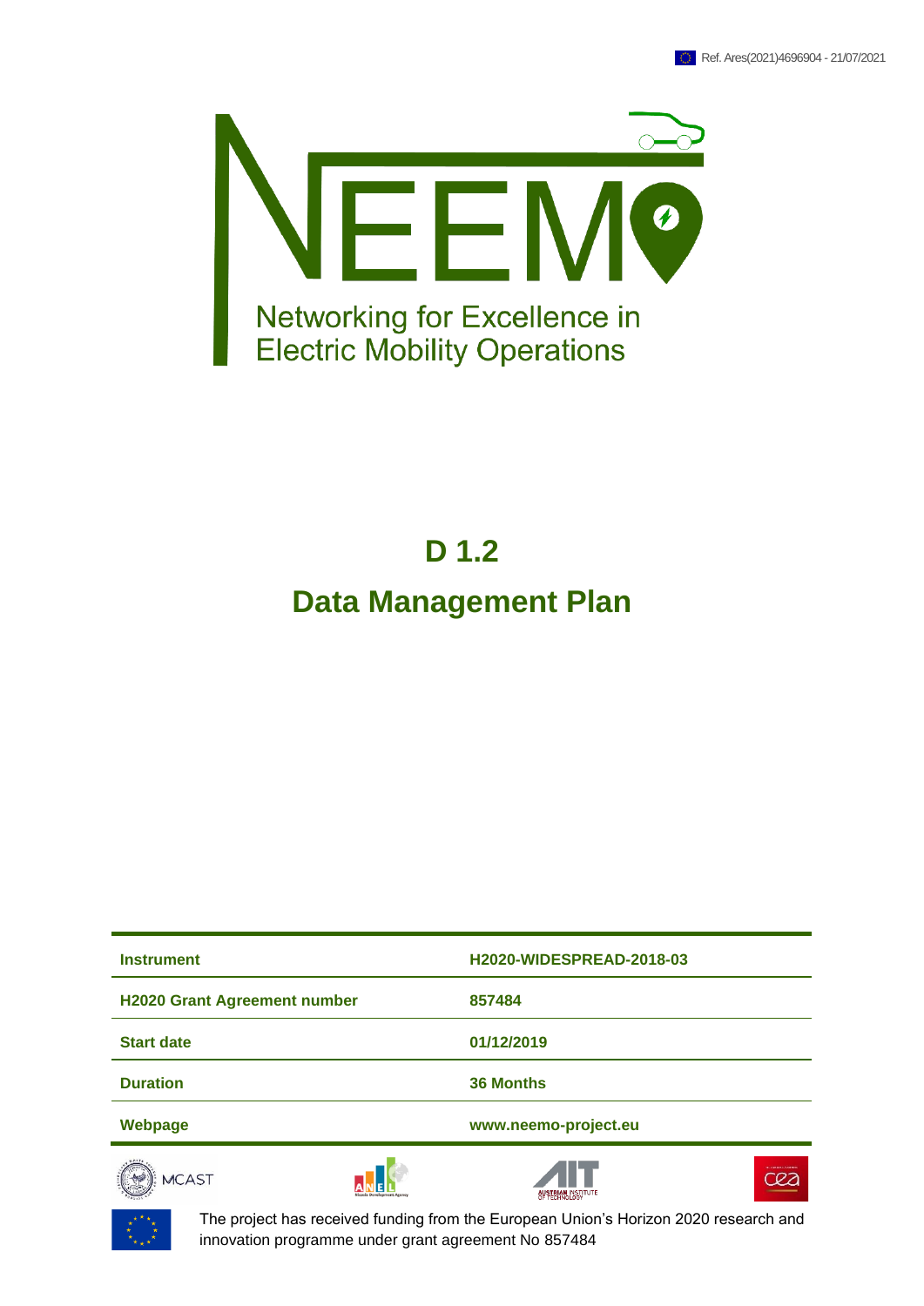Ref. Ares(2021)4696904 - 21/07/2021

# NEEMO

Networking for Excellence in Electric Mobility Operations

# D 1.2

# Data Management Plan

| Instrument | H2020-WIDESPREAD-2018-03 |
|---|---|
| H2020 Grant Agreement number | 857484 |
| Start date | 01/12/2019 |
| Duration | 36 Months |
| Webpage | www.neemo-project.eu |

The project has received funding from the European Union's Horizon 2020 research and innovation programme under grant agreement No 857484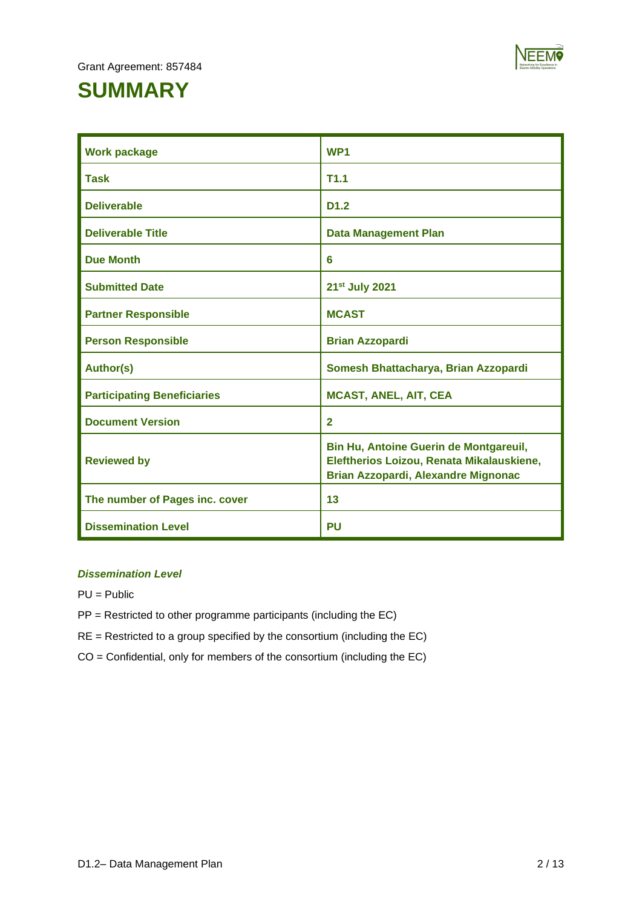Grant Agreement: 857484

# SUMMARY

| Work package | WP1 |
|---|---|
| Task | T1.1 |
| Deliverable | D1.2 |
| Deliverable Title | Data Management Plan |
| Due Month | 6 |
| Submitted Date | 21st July 2021 |
| Partner Responsible | MCAST |
| Person Responsible | Brian Azzopardi |
| Author(s) | Somesh Bhattacharya, Brian Azzopardi |
| Participating Beneficiaries | MCAST, ANEL, AIT, CEA |
| Document Version | 2 |
| Reviewed by | Bin Hu, Antoine Guerin de Montgareuil, Eleftherios Loizou, Renata Mikalauskiene, Brian Azzopardi, Alexandre Mignonac |
| The number of Pages inc. cover | 13 |
| Dissemination Level | PU |

***Dissemination Level***

PU = Public

PP = Restricted to other programme participants (including the EC)

RE = Restricted to a group specified by the consortium (including the EC)

CO = Confidential, only for members of the consortium (including the EC)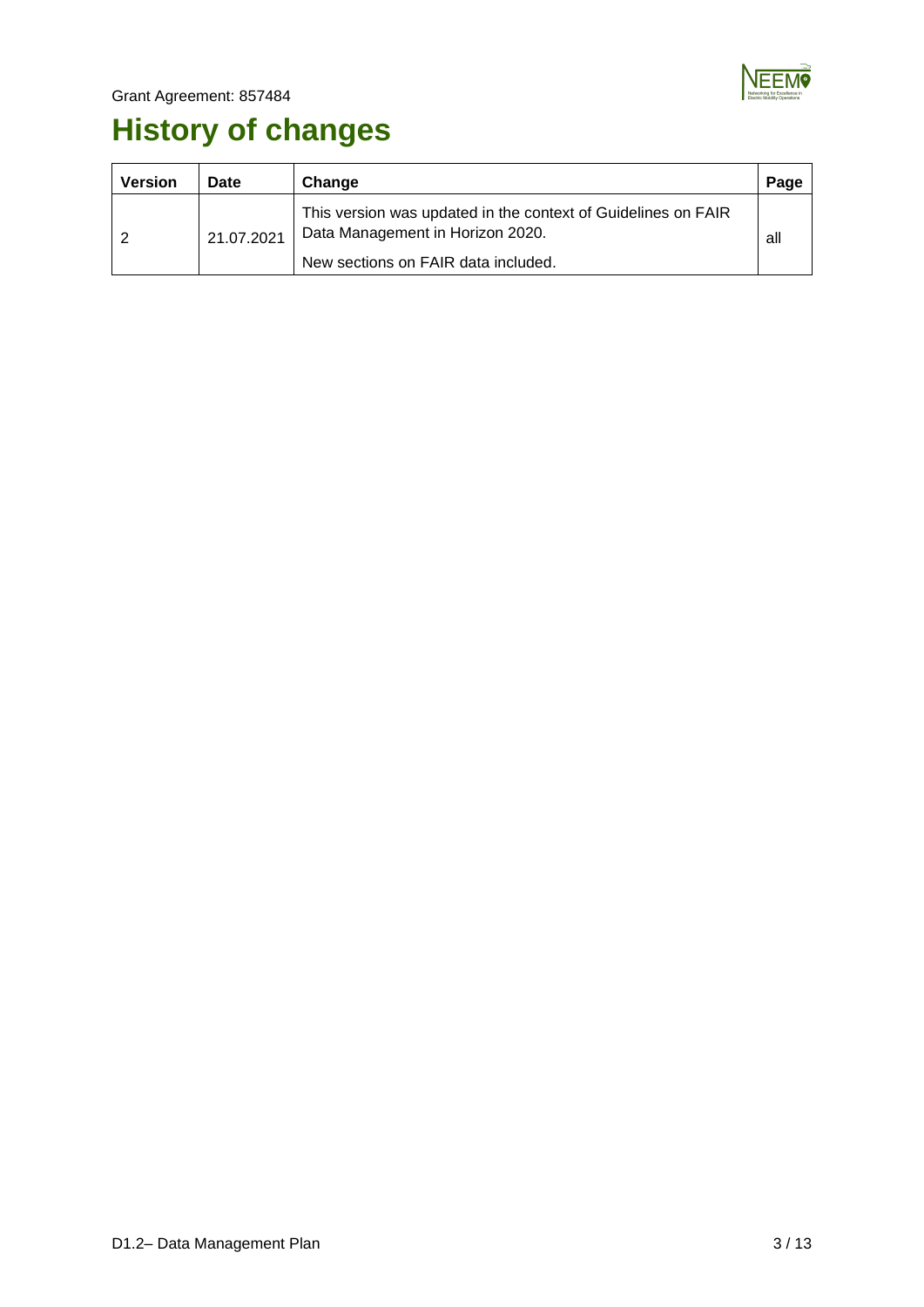# History of changes

| Version | Date | Change | Page |
|---|---|---|---|
| 2 | 21.07.2021 | This version was updated in the context of Guidelines on FAIR Data Management in Horizon 2020.<br><br>New sections on FAIR data included. | all |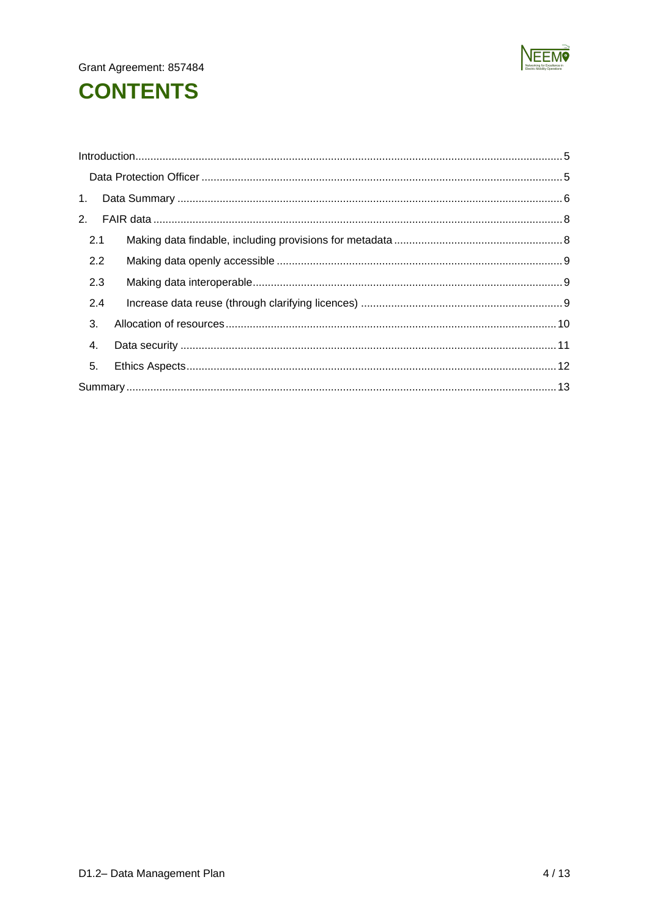# CONTENTS

- Introduction 5
  - Data Protection Officer 5
- 1. Data Summary 6
- 2. FAIR data 8
  - 2.1 Making data findable, including provisions for metadata 8
  - 2.2 Making data openly accessible 9
  - 2.3 Making data interoperable 9
  - 2.4 Increase data reuse (through clarifying licences) 9
  - 3. Allocation of resources 10
  - 4. Data security 11
  - 5. Ethics Aspects 12
- Summary 13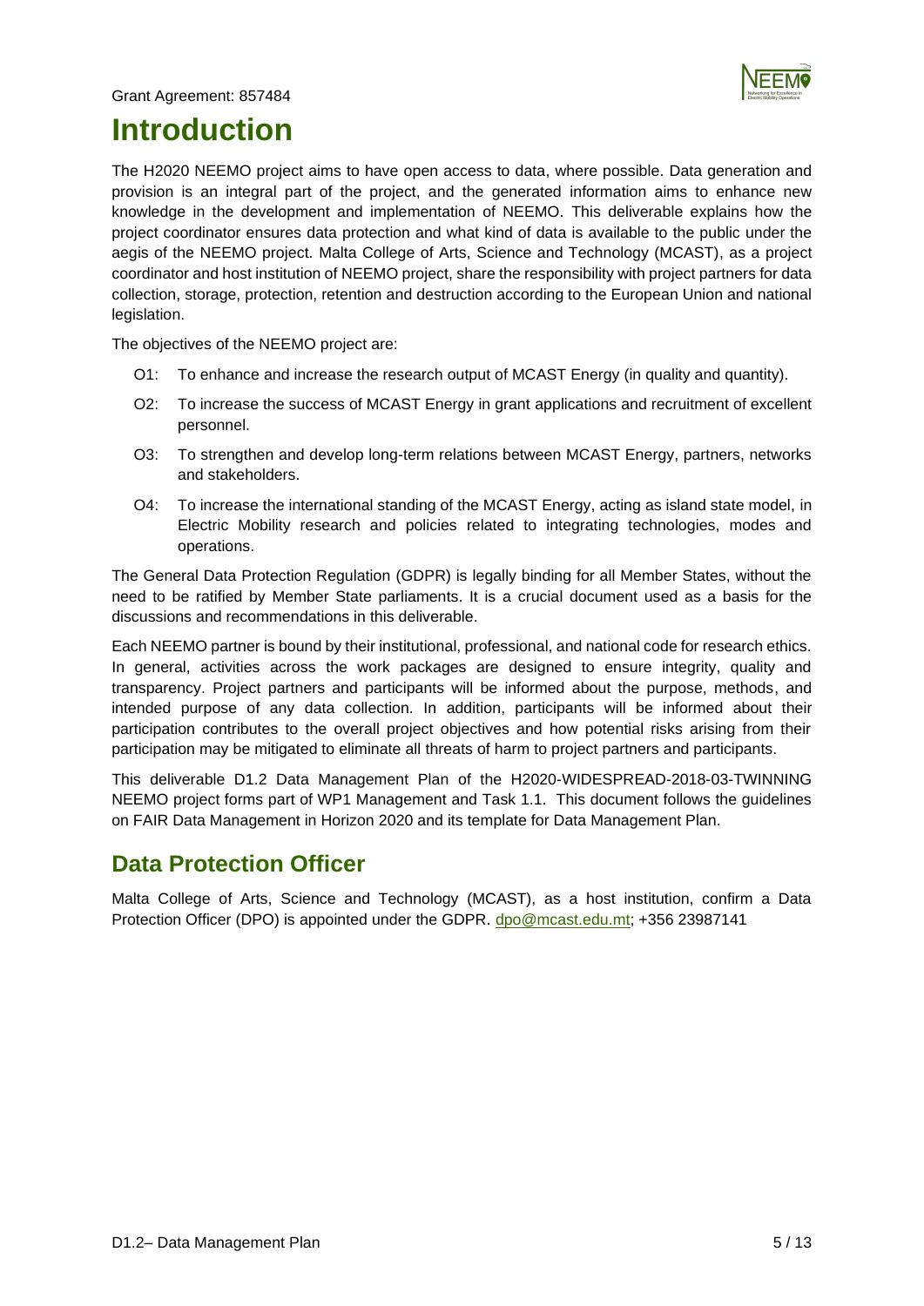# Introduction

The H2020 NEEMO project aims to have open access to data, where possible. Data generation and provision is an integral part of the project, and the generated information aims to enhance new knowledge in the development and implementation of NEEMO. This deliverable explains how the project coordinator ensures data protection and what kind of data is available to the public under the aegis of the NEEMO project. Malta College of Arts, Science and Technology (MCAST), as a project coordinator and host institution of NEEMO project, share the responsibility with project partners for data collection, storage, protection, retention and destruction according to the European Union and national legislation.

The objectives of the NEEMO project are:

- O1: To enhance and increase the research output of MCAST Energy (in quality and quantity).
- O2: To increase the success of MCAST Energy in grant applications and recruitment of excellent personnel.
- O3: To strengthen and develop long-term relations between MCAST Energy, partners, networks and stakeholders.
- O4: To increase the international standing of the MCAST Energy, acting as island state model, in Electric Mobility research and policies related to integrating technologies, modes and operations.

The General Data Protection Regulation (GDPR) is legally binding for all Member States, without the need to be ratified by Member State parliaments. It is a crucial document used as a basis for the discussions and recommendations in this deliverable.

Each NEEMO partner is bound by their institutional, professional, and national code for research ethics. In general, activities across the work packages are designed to ensure integrity, quality and transparency. Project partners and participants will be informed about the purpose, methods, and intended purpose of any data collection. In addition, participants will be informed about their participation contributes to the overall project objectives and how potential risks arising from their participation may be mitigated to eliminate all threats of harm to project partners and participants.

This deliverable D1.2 Data Management Plan of the H2020-WIDESPREAD-2018-03-TWINNING NEEMO project forms part of WP1 Management and Task 1.1. This document follows the guidelines on FAIR Data Management in Horizon 2020 and its template for Data Management Plan.

## Data Protection Officer

Malta College of Arts, Science and Technology (MCAST), as a host institution, confirm a Data Protection Officer (DPO) is appointed under the GDPR. dpo@mcast.edu.mt; +356 23987141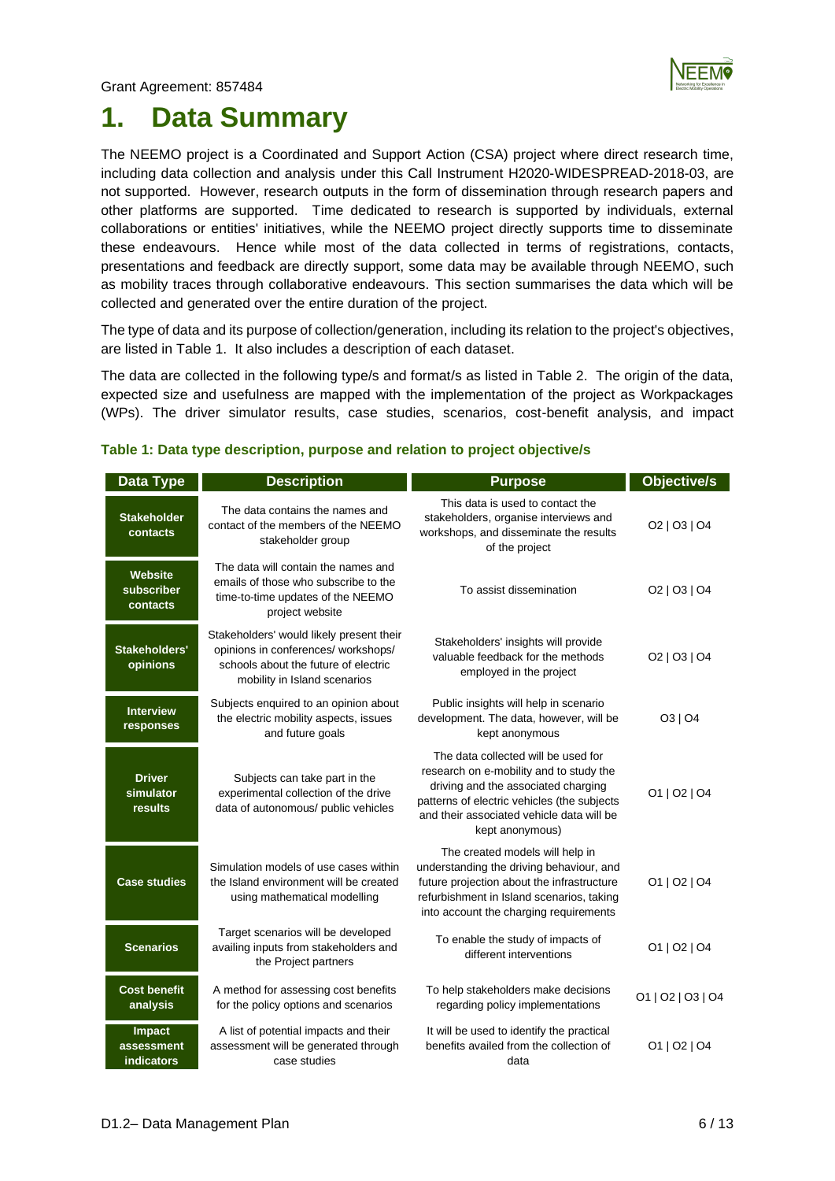# 1. Data Summary

The NEEMO project is a Coordinated and Support Action (CSA) project where direct research time, including data collection and analysis under this Call Instrument H2020-WIDESPREAD-2018-03, are not supported. However, research outputs in the form of dissemination through research papers and other platforms are supported. Time dedicated to research is supported by individuals, external collaborations or entities' initiatives, while the NEEMO project directly supports time to disseminate these endeavours. Hence while most of the data collected in terms of registrations, contacts, presentations and feedback are directly support, some data may be available through NEEMO, such as mobility traces through collaborative endeavours. This section summarises the data which will be collected and generated over the entire duration of the project.

The type of data and its purpose of collection/generation, including its relation to the project's objectives, are listed in Table 1. It also includes a description of each dataset.

The data are collected in the following type/s and format/s as listed in Table 2. The origin of the data, expected size and usefulness are mapped with the implementation of the project as Workpackages (WPs). The driver simulator results, case studies, scenarios, cost-benefit analysis, and impact

**Table 1: Data type description, purpose and relation to project objective/s**

| Data Type | Description | Purpose | Objective/s |
|---|---|---|---|
| **Stakeholder contacts** | The data contains the names and contact of the members of the NEEMO stakeholder group | This data is used to contact the stakeholders, organise interviews and workshops, and disseminate the results of the project | O2 \| O3 \| O4 |
| **Website subscriber contacts** | The data will contain the names and emails of those who subscribe to the time-to-time updates of the NEEMO project website | To assist dissemination | O2 \| O3 \| O4 |
| **Stakeholders' opinions** | Stakeholders' would likely present their opinions in conferences/ workshops/ schools about the future of electric mobility in Island scenarios | Stakeholders' insights will provide valuable feedback for the methods employed in the project | O2 \| O3 \| O4 |
| **Interview responses** | Subjects enquired to an opinion about the electric mobility aspects, issues and future goals | Public insights will help in scenario development. The data, however, will be kept anonymous | O3 \| O4 |
| **Driver simulator results** | Subjects can take part in the experimental collection of the drive data of autonomous/ public vehicles | The data collected will be used for research on e-mobility and to study the driving and the associated charging patterns of electric vehicles (the subjects and their associated vehicle data will be kept anonymous) | O1 \| O2 \| O4 |
| **Case studies** | Simulation models of use cases within the Island environment will be created using mathematical modelling | The created models will help in understanding the driving behaviour, and future projection about the infrastructure refurbishment in Island scenarios, taking into account the charging requirements | O1 \| O2 \| O4 |
| **Scenarios** | Target scenarios will be developed availing inputs from stakeholders and the Project partners | To enable the study of impacts of different interventions | O1 \| O2 \| O4 |
| **Cost benefit analysis** | A method for assessing cost benefits for the policy options and scenarios | To help stakeholders make decisions regarding policy implementations | O1 \| O2 \| O3 \| O4 |
| **Impact assessment indicators** | A list of potential impacts and their assessment will be generated through case studies | It will be used to identify the practical benefits availed from the collection of data | O1 \| O2 \| O4 |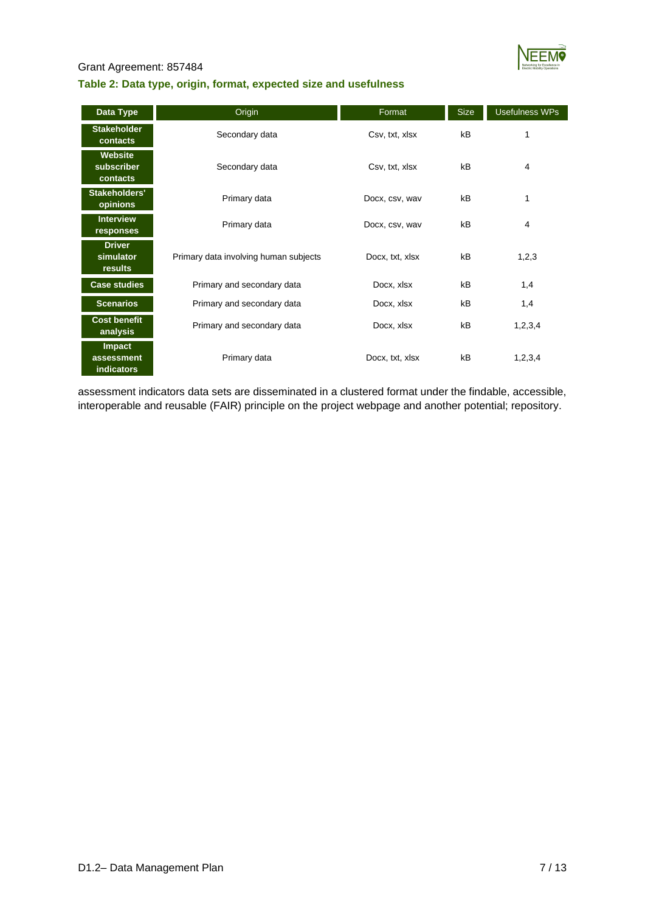**Table 2: Data type, origin, format, expected size and usefulness**

| Data Type | Origin | Format | Size | Usefulness WPs |
|---|---|---|---|---|
| **Stakeholder contacts** | Secondary data | Csv, txt, xlsx | kB | 1 |
| **Website subscriber contacts** | Secondary data | Csv, txt, xlsx | kB | 4 |
| **Stakeholders' opinions** | Primary data | Docx, csv, wav | kB | 1 |
| **Interview responses** | Primary data | Docx, csv, wav | kB | 4 |
| **Driver simulator results** | Primary data involving human subjects | Docx, txt, xlsx | kB | 1,2,3 |
| **Case studies** | Primary and secondary data | Docx, xlsx | kB | 1,4 |
| **Scenarios** | Primary and secondary data | Docx, xlsx | kB | 1,4 |
| **Cost benefit analysis** | Primary and secondary data | Docx, xlsx | kB | 1,2,3,4 |
| **Impact assessment indicators** | Primary data | Docx, txt, xlsx | kB | 1,2,3,4 |

assessment indicators data sets are disseminated in a clustered format under the findable, accessible, interoperable and reusable (FAIR) principle on the project webpage and another potential; repository.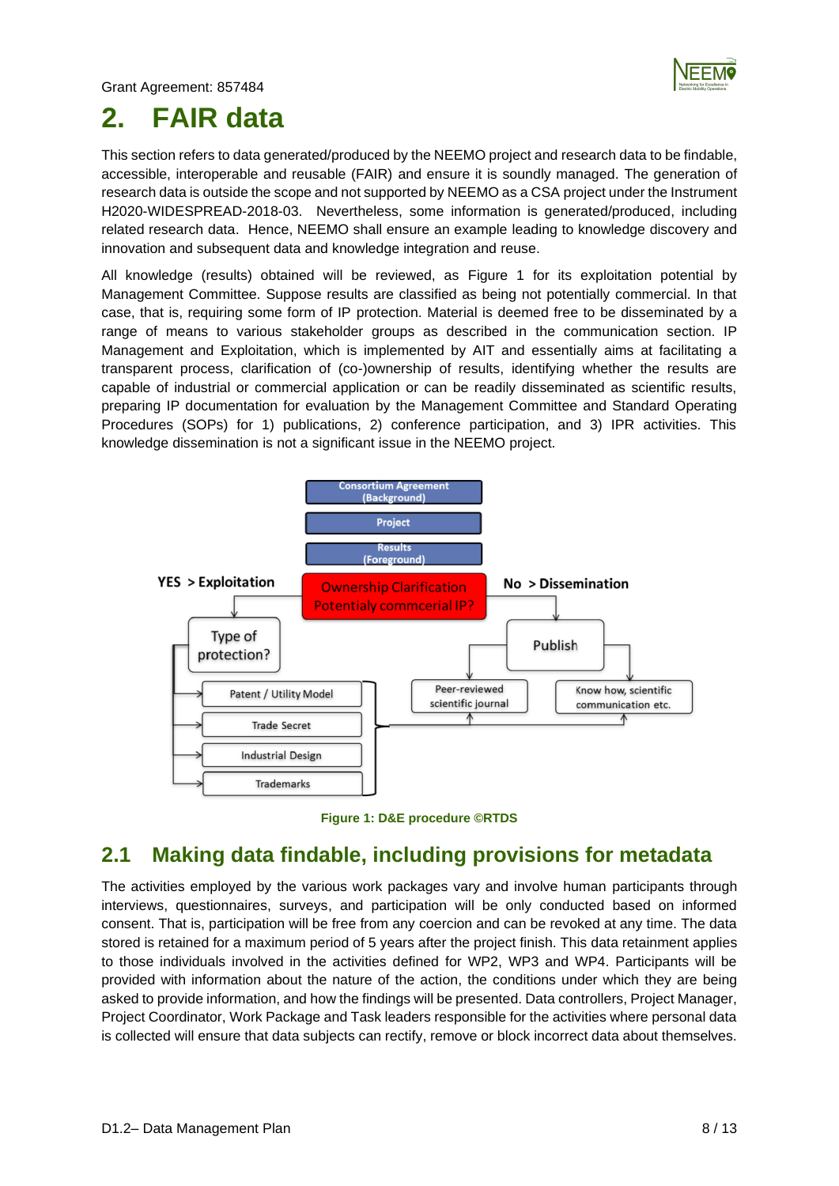# 2. FAIR data

This section refers to data generated/produced by the NEEMO project and research data to be findable, accessible, interoperable and reusable (FAIR) and ensure it is soundly managed. The generation of research data is outside the scope and not supported by NEEMO as a CSA project under the Instrument H2020-WIDESPREAD-2018-03. Nevertheless, some information is generated/produced, including related research data. Hence, NEEMO shall ensure an example leading to knowledge discovery and innovation and subsequent data and knowledge integration and reuse.

All knowledge (results) obtained will be reviewed, as Figure 1 for its exploitation potential by Management Committee. Suppose results are classified as being not potentially commercial. In that case, that is, requiring some form of IP protection. Material is deemed free to be disseminated by a range of means to various stakeholder groups as described in the communication section. IP Management and Exploitation, which is implemented by AIT and essentially aims at facilitating a transparent process, clarification of (co-)ownership of results, identifying whether the results are capable of industrial or commercial application or can be readily disseminated as scientific results, preparing IP documentation for evaluation by the Management Committee and Standard Operating Procedures (SOPs) for 1) publications, 2) conference participation, and 3) IPR activities. This knowledge dissemination is not a significant issue in the NEEMO project.

Consortium Agreement (Background)
Project
Results (Foreground)
Ownership Clarification Potentialy commcerial IP?
YES > Exploitation
No > Dissemination
Type of protection?
Patent / Utility Model
Trade Secret
Industrial Design
Trademarks
Publish
Peer-reviewed scientific journal
Know how, scientific communication etc.

Figure 1: D&E procedure ©RTDS

## 2.1 Making data findable, including provisions for metadata

The activities employed by the various work packages vary and involve human participants through interviews, questionnaires, surveys, and participation will be only conducted based on informed consent. That is, participation will be free from any coercion and can be revoked at any time. The data stored is retained for a maximum period of 5 years after the project finish. This data retainment applies to those individuals involved in the activities defined for WP2, WP3 and WP4. Participants will be provided with information about the nature of the action, the conditions under which they are being asked to provide information, and how the findings will be presented. Data controllers, Project Manager, Project Coordinator, Work Package and Task leaders responsible for the activities where personal data is collected will ensure that data subjects can rectify, remove or block incorrect data about themselves.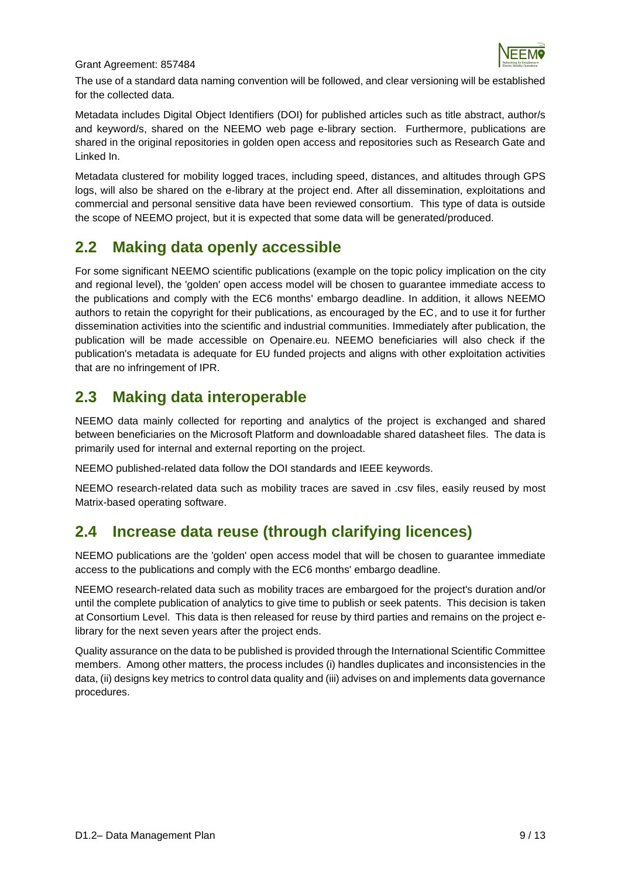The use of a standard data naming convention will be followed, and clear versioning will be established for the collected data.

Metadata includes Digital Object Identifiers (DOI) for published articles such as title abstract, author/s and keyword/s, shared on the NEEMO web page e-library section. Furthermore, publications are shared in the original repositories in golden open access and repositories such as Research Gate and Linked In.

Metadata clustered for mobility logged traces, including speed, distances, and altitudes through GPS logs, will also be shared on the e-library at the project end. After all dissemination, exploitations and commercial and personal sensitive data have been reviewed consortium. This type of data is outside the scope of NEEMO project, but it is expected that some data will be generated/produced.

## 2.2 Making data openly accessible

For some significant NEEMO scientific publications (example on the topic policy implication on the city and regional level), the 'golden' open access model will be chosen to guarantee immediate access to the publications and comply with the EC6 months' embargo deadline. In addition, it allows NEEMO authors to retain the copyright for their publications, as encouraged by the EC, and to use it for further dissemination activities into the scientific and industrial communities. Immediately after publication, the publication will be made accessible on Openaire.eu. NEEMO beneficiaries will also check if the publication's metadata is adequate for EU funded projects and aligns with other exploitation activities that are no infringement of IPR.

## 2.3 Making data interoperable

NEEMO data mainly collected for reporting and analytics of the project is exchanged and shared between beneficiaries on the Microsoft Platform and downloadable shared datasheet files. The data is primarily used for internal and external reporting on the project.

NEEMO published-related data follow the DOI standards and IEEE keywords.

NEEMO research-related data such as mobility traces are saved in .csv files, easily reused by most Matrix-based operating software.

## 2.4 Increase data reuse (through clarifying licences)

NEEMO publications are the 'golden' open access model that will be chosen to guarantee immediate access to the publications and comply with the EC6 months' embargo deadline.

NEEMO research-related data such as mobility traces are embargoed for the project's duration and/or until the complete publication of analytics to give time to publish or seek patents. This decision is taken at Consortium Level. This data is then released for reuse by third parties and remains on the project e-library for the next seven years after the project ends.

Quality assurance on the data to be published is provided through the International Scientific Committee members. Among other matters, the process includes (i) handles duplicates and inconsistencies in the data, (ii) designs key metrics to control data quality and (iii) advises on and implements data governance procedures.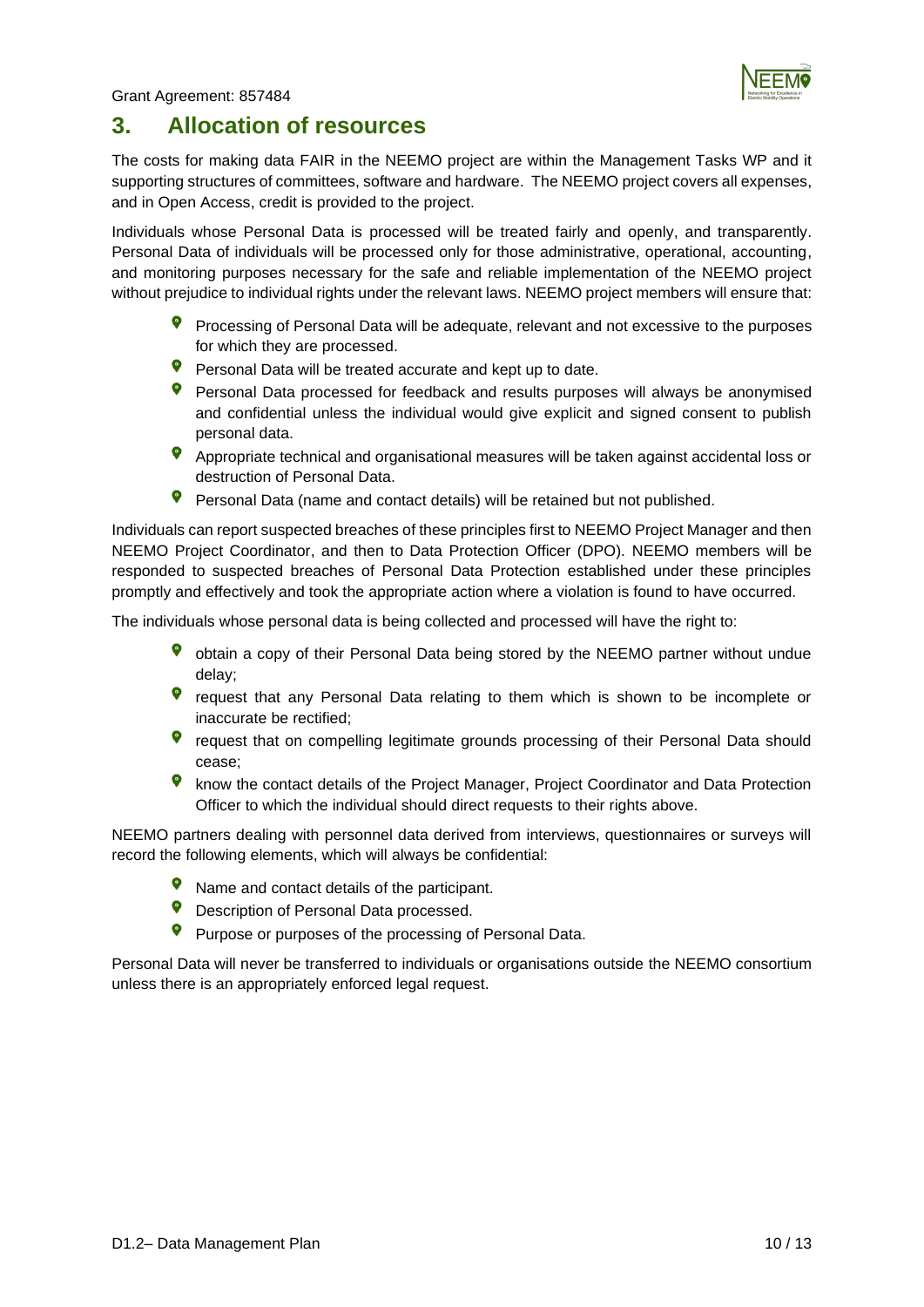## 3. Allocation of resources

The costs for making data FAIR in the NEEMO project are within the Management Tasks WP and it supporting structures of committees, software and hardware. The NEEMO project covers all expenses, and in Open Access, credit is provided to the project.

Individuals whose Personal Data is processed will be treated fairly and openly, and transparently. Personal Data of individuals will be processed only for those administrative, operational, accounting, and monitoring purposes necessary for the safe and reliable implementation of the NEEMO project without prejudice to individual rights under the relevant laws. NEEMO project members will ensure that:

- Processing of Personal Data will be adequate, relevant and not excessive to the purposes for which they are processed.
- Personal Data will be treated accurate and kept up to date.
- Personal Data processed for feedback and results purposes will always be anonymised and confidential unless the individual would give explicit and signed consent to publish personal data.
- Appropriate technical and organisational measures will be taken against accidental loss or destruction of Personal Data.
- Personal Data (name and contact details) will be retained but not published.

Individuals can report suspected breaches of these principles first to NEEMO Project Manager and then NEEMO Project Coordinator, and then to Data Protection Officer (DPO). NEEMO members will be responded to suspected breaches of Personal Data Protection established under these principles promptly and effectively and took the appropriate action where a violation is found to have occurred.

The individuals whose personal data is being collected and processed will have the right to:

- obtain a copy of their Personal Data being stored by the NEEMO partner without undue delay;
- request that any Personal Data relating to them which is shown to be incomplete or inaccurate be rectified;
- request that on compelling legitimate grounds processing of their Personal Data should cease;
- know the contact details of the Project Manager, Project Coordinator and Data Protection Officer to which the individual should direct requests to their rights above.

NEEMO partners dealing with personnel data derived from interviews, questionnaires or surveys will record the following elements, which will always be confidential:

- Name and contact details of the participant.
- Description of Personal Data processed.
- Purpose or purposes of the processing of Personal Data.

Personal Data will never be transferred to individuals or organisations outside the NEEMO consortium unless there is an appropriately enforced legal request.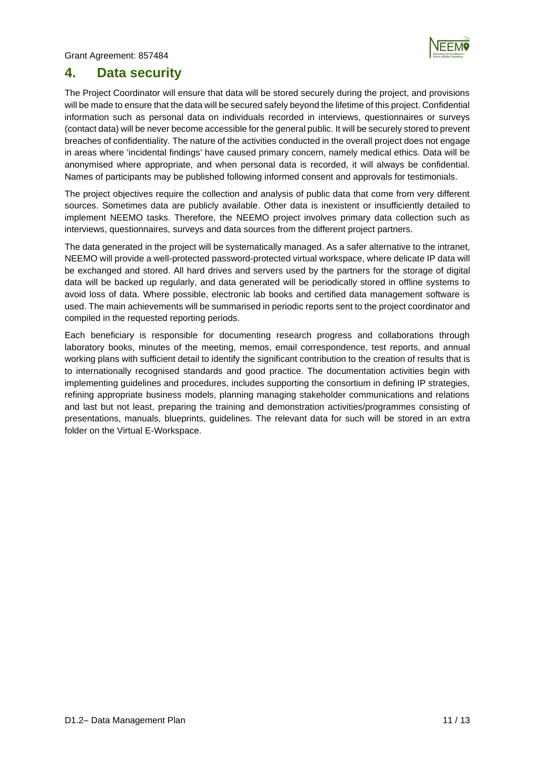# 4. Data security

The Project Coordinator will ensure that data will be stored securely during the project, and provisions will be made to ensure that the data will be secured safely beyond the lifetime of this project. Confidential information such as personal data on individuals recorded in interviews, questionnaires or surveys (contact data) will be never become accessible for the general public. It will be securely stored to prevent breaches of confidentiality. The nature of the activities conducted in the overall project does not engage in areas where 'incidental findings' have caused primary concern, namely medical ethics. Data will be anonymised where appropriate, and when personal data is recorded, it will always be confidential. Names of participants may be published following informed consent and approvals for testimonials.

The project objectives require the collection and analysis of public data that come from very different sources. Sometimes data are publicly available. Other data is inexistent or insufficiently detailed to implement NEEMO tasks. Therefore, the NEEMO project involves primary data collection such as interviews, questionnaires, surveys and data sources from the different project partners.

The data generated in the project will be systematically managed. As a safer alternative to the intranet, NEEMO will provide a well-protected password-protected virtual workspace, where delicate IP data will be exchanged and stored. All hard drives and servers used by the partners for the storage of digital data will be backed up regularly, and data generated will be periodically stored in offline systems to avoid loss of data. Where possible, electronic lab books and certified data management software is used. The main achievements will be summarised in periodic reports sent to the project coordinator and compiled in the requested reporting periods.

Each beneficiary is responsible for documenting research progress and collaborations through laboratory books, minutes of the meeting, memos, email correspondence, test reports, and annual working plans with sufficient detail to identify the significant contribution to the creation of results that is to internationally recognised standards and good practice. The documentation activities begin with implementing guidelines and procedures, includes supporting the consortium in defining IP strategies, refining appropriate business models, planning managing stakeholder communications and relations and last but not least, preparing the training and demonstration activities/programmes consisting of presentations, manuals, blueprints, guidelines. The relevant data for such will be stored in an extra folder on the Virtual E-Workspace.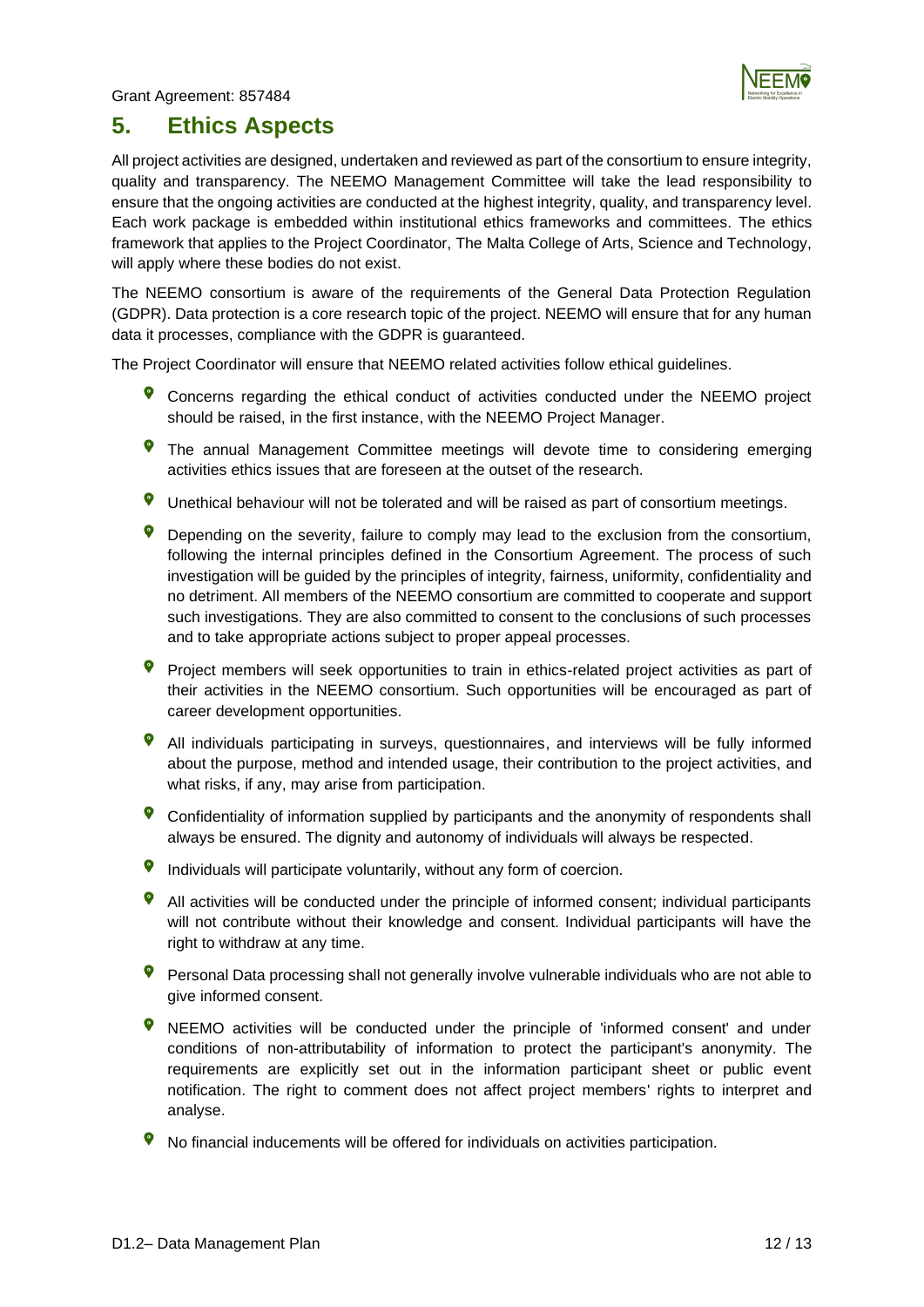# 5. Ethics Aspects

All project activities are designed, undertaken and reviewed as part of the consortium to ensure integrity, quality and transparency. The NEEMO Management Committee will take the lead responsibility to ensure that the ongoing activities are conducted at the highest integrity, quality, and transparency level. Each work package is embedded within institutional ethics frameworks and committees. The ethics framework that applies to the Project Coordinator, The Malta College of Arts, Science and Technology, will apply where these bodies do not exist.

The NEEMO consortium is aware of the requirements of the General Data Protection Regulation (GDPR). Data protection is a core research topic of the project. NEEMO will ensure that for any human data it processes, compliance with the GDPR is guaranteed.

The Project Coordinator will ensure that NEEMO related activities follow ethical guidelines.

- Concerns regarding the ethical conduct of activities conducted under the NEEMO project should be raised, in the first instance, with the NEEMO Project Manager.
- The annual Management Committee meetings will devote time to considering emerging activities ethics issues that are foreseen at the outset of the research.
- Unethical behaviour will not be tolerated and will be raised as part of consortium meetings.
- Depending on the severity, failure to comply may lead to the exclusion from the consortium, following the internal principles defined in the Consortium Agreement. The process of such investigation will be guided by the principles of integrity, fairness, uniformity, confidentiality and no detriment. All members of the NEEMO consortium are committed to cooperate and support such investigations. They are also committed to consent to the conclusions of such processes and to take appropriate actions subject to proper appeal processes.
- Project members will seek opportunities to train in ethics-related project activities as part of their activities in the NEEMO consortium. Such opportunities will be encouraged as part of career development opportunities.
- All individuals participating in surveys, questionnaires, and interviews will be fully informed about the purpose, method and intended usage, their contribution to the project activities, and what risks, if any, may arise from participation.
- Confidentiality of information supplied by participants and the anonymity of respondents shall always be ensured. The dignity and autonomy of individuals will always be respected.
- Individuals will participate voluntarily, without any form of coercion.
- All activities will be conducted under the principle of informed consent; individual participants will not contribute without their knowledge and consent. Individual participants will have the right to withdraw at any time.
- Personal Data processing shall not generally involve vulnerable individuals who are not able to give informed consent.
- NEEMO activities will be conducted under the principle of 'informed consent' and under conditions of non-attributability of information to protect the participant's anonymity. The requirements are explicitly set out in the information participant sheet or public event notification. The right to comment does not affect project members' rights to interpret and analyse.
- No financial inducements will be offered for individuals on activities participation.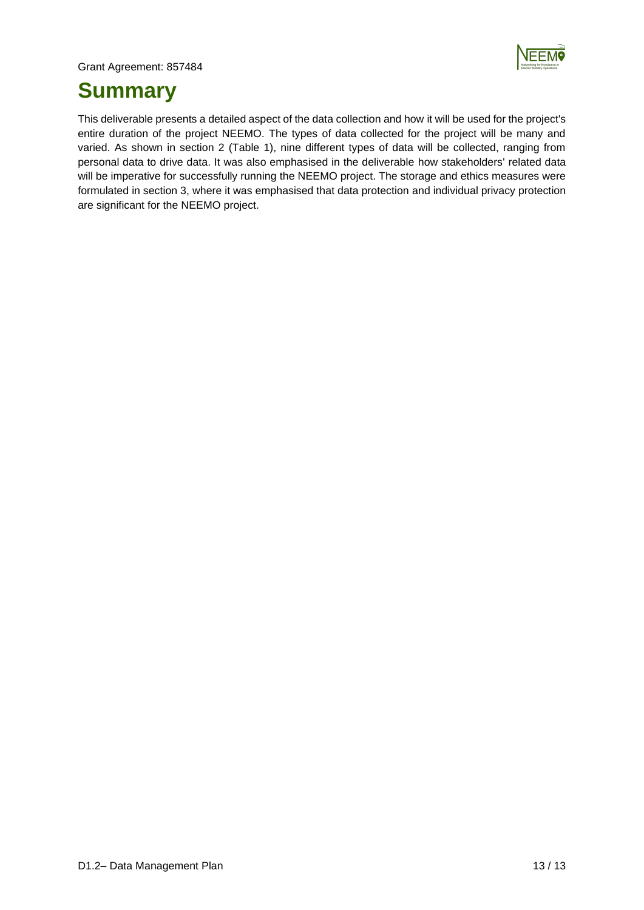# Summary

This deliverable presents a detailed aspect of the data collection and how it will be used for the project's entire duration of the project NEEMO. The types of data collected for the project will be many and varied. As shown in section 2 (Table 1), nine different types of data will be collected, ranging from personal data to drive data. It was also emphasised in the deliverable how stakeholders' related data will be imperative for successfully running the NEEMO project. The storage and ethics measures were formulated in section 3, where it was emphasised that data protection and individual privacy protection are significant for the NEEMO project.